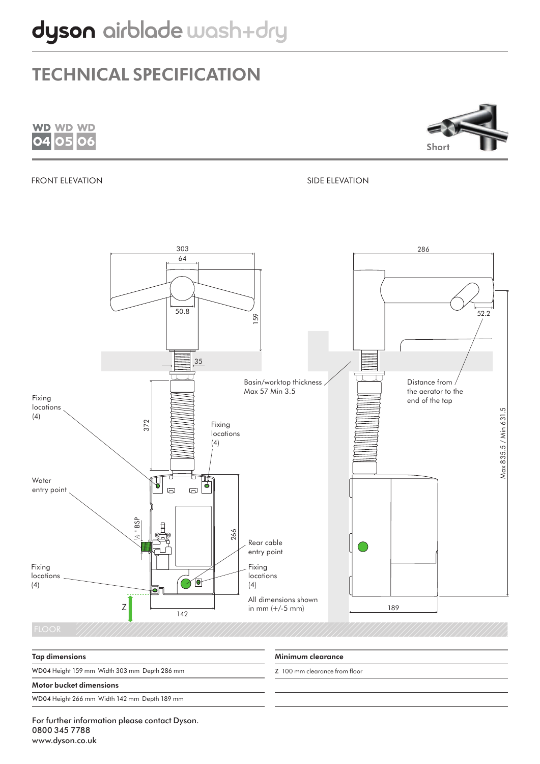# dyson airblade wash+dry

## TECHNICAL SPECIFICATION

WD 04 WD 05 WD 06

Short

FRONT ELEVATION

SIDE ELEVATION

303
64
50.8
159
35
372
Fixing locations (4)
Fixing locations (4)
Water entry point
½ " BSP
266
Rear cable entry point
Fixing locations (4)
Fixing locations (4)
Z
142
Basin/worktop thickness Max 57 Min 3.5
All dimensions shown in mm (+/-5 mm)

286
52.2
Distance from the aerator to the end of the tap
Max 835.5 / Min 631.5
189

FLOOR

| Tap dimensions |
| --- |
| **WD04** Height 159 mm Width 303 mm Depth 286 mm |
| **Motor bucket dimensions** |
| **WD04** Height 266 mm Width 142 mm Depth 189 mm |

| Minimum clearance |
| --- |
| **Z** 100 mm clearance from floor |

For further information please contact Dyson.
0800 345 7788
www.dyson.co.uk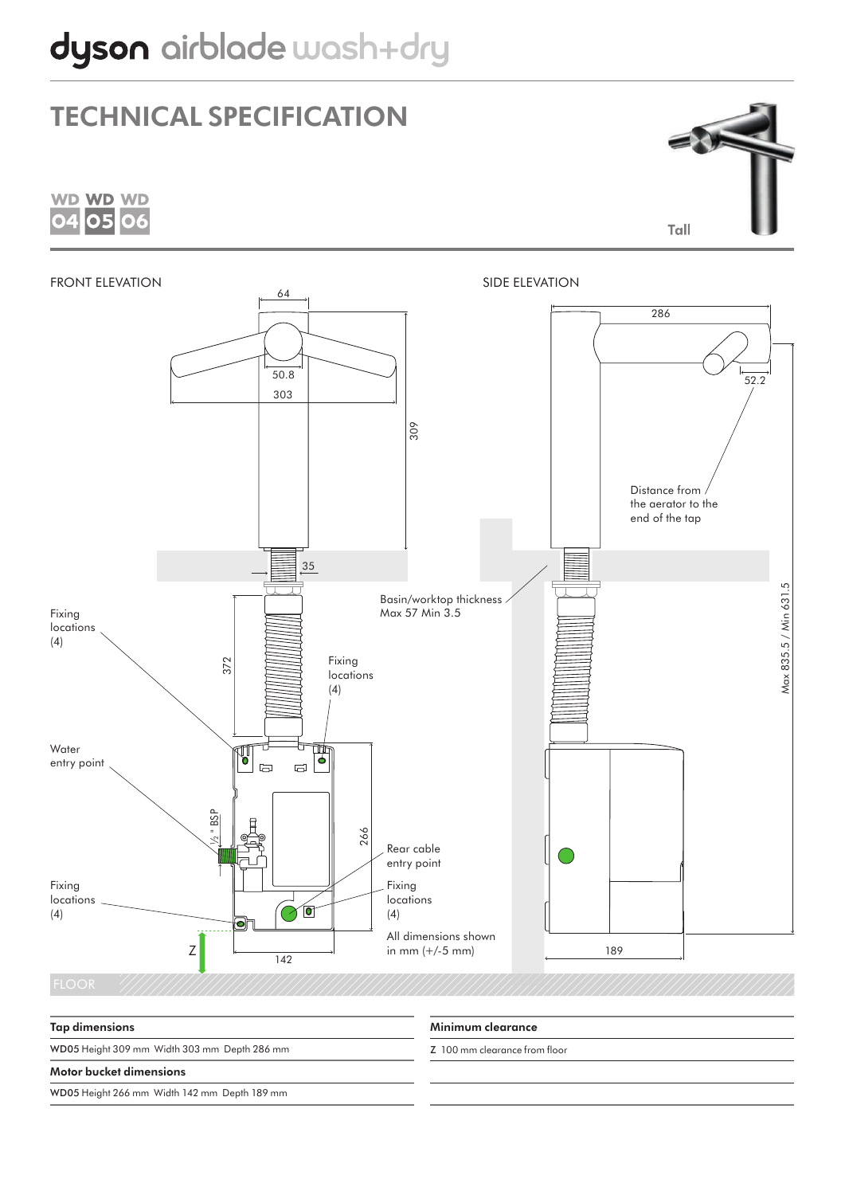# dyson airblade wash+dry

## TECHNICAL SPECIFICATION

WD 04 WD 05 WD 06

Tall

FRONT ELEVATION

64

50.8

303

309

35

Basin/worktop thickness
Max 57 Min 3.5

Fixing locations (4)

372

Fixing locations (4)

Water entry point

½ " BSP

266

Rear cable entry point

Fixing locations (4)

Fixing locations (4)

All dimensions shown in mm (+/-5 mm)

Z

142

SIDE ELEVATION

286

52.2

Distance from the aerator to the end of the tap

Max 835.5 / Min 631.5

189

FLOOR

| Tap dimensions |
| --- |
| WD05 Height 309 mm Width 303 mm Depth 286 mm |
| **Motor bucket dimensions** |
| WD05 Height 266 mm Width 142 mm Depth 189 mm |

| Minimum clearance |
| --- |
| Z 100 mm clearance from floor |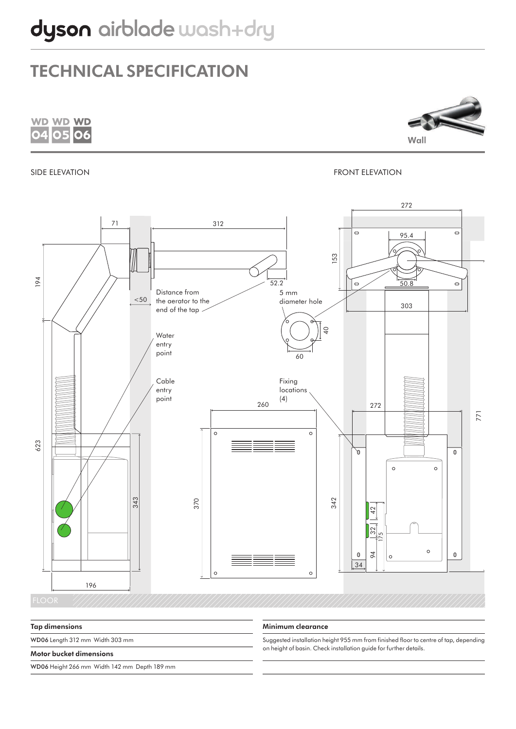# dyson airblade wash+dry

## TECHNICAL SPECIFICATION

WD 04 WD 05 WD 06

Wall

SIDE ELEVATION

FRONT ELEVATION

Distance from the aerator to the end of the tap

5 mm diameter hole

Water entry point

Cable entry point

Fixing locations (4)

FLOOR

| Tap dimensions |
| --- |
| **WD06** Length 312 mm Width 303 mm |

| Motor bucket dimensions |
| --- |
| **WD06** Height 266 mm Width 142 mm Depth 189 mm |

| Minimum clearance |
| --- |
| Suggested installation height 955 mm from finished floor to centre of tap, depending on height of basin. Check installation guide for further details. |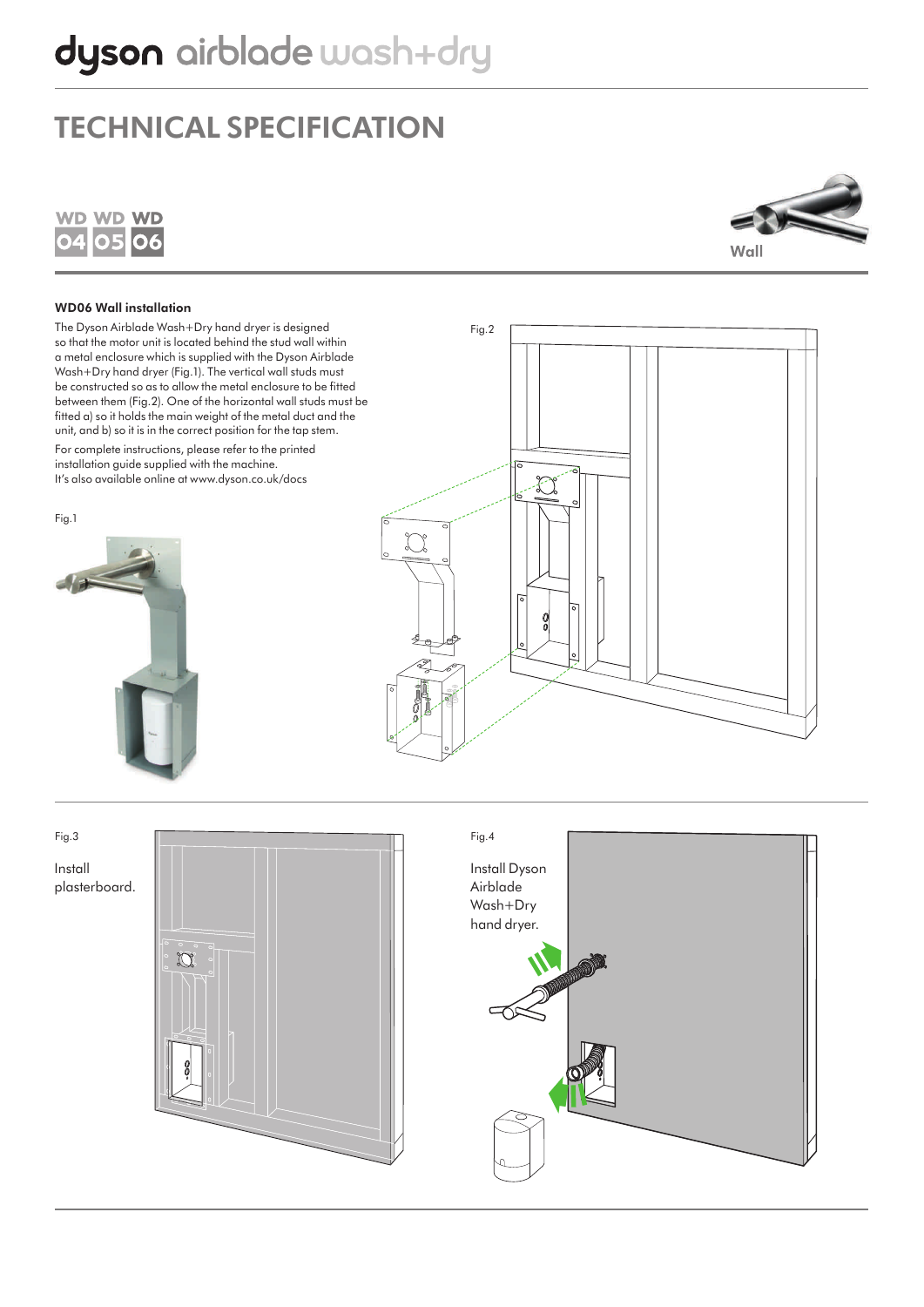# dyson airblade wash+dry

# TECHNICAL SPECIFICATION

WD 04 WD 05 WD 06

Wall

### WD06 Wall installation

The Dyson Airblade Wash+Dry hand dryer is designed so that the motor unit is located behind the stud wall within a metal enclosure which is supplied with the Dyson Airblade Wash+Dry hand dryer (Fig.1). The vertical wall studs must be constructed so as to allow the metal enclosure to be fitted between them (Fig.2). One of the horizontal wall studs must be fitted a) so it holds the main weight of the metal duct and the unit, and b) so it is in the correct position for the tap stem.

For complete instructions, please refer to the printed installation guide supplied with the machine. It's also available online at www.dyson.co.uk/docs

Fig.1

Fig.2

Fig.3

Install plasterboard.

Fig.4

Install Dyson Airblade Wash+Dry hand dryer.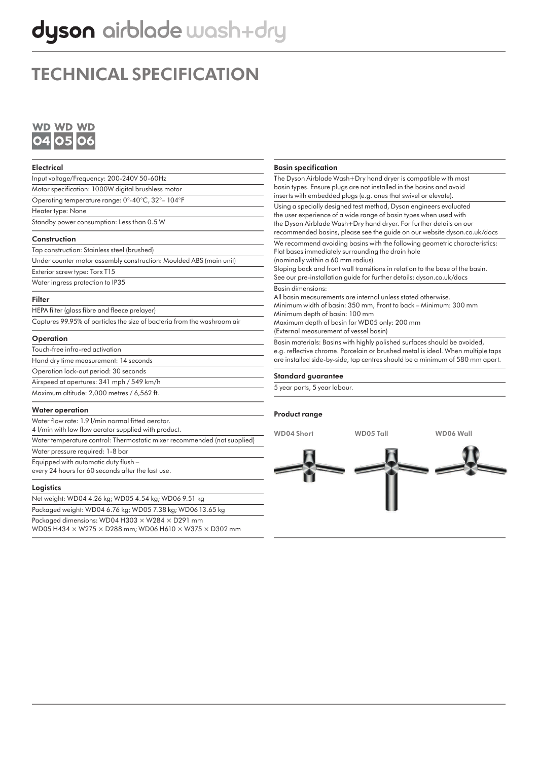# dyson airblade wash+dry

## TECHNICAL SPECIFICATION

WD 04 | WD 05 | WD 06

### Electrical

Input voltage/Frequency: 200-240V 50-60Hz

Motor specification: 1000W digital brushless motor

Operating temperature range: 0°-40°C, 32°– 104°F

Heater type: None

Standby power consumption: Less than 0.5 W

### Construction

Tap construction: Stainless steel (brushed)

Under counter motor assembly construction: Moulded ABS (main unit)

Exterior screw type: Torx T15

Water ingress protection to IP35

### Filter

HEPA filter (glass fibre and fleece prelayer)

Captures 99.95% of particles the size of bacteria from the washroom air

### Operation

Touch-free infra-red activation

Hand dry time measurement: 14 seconds

Operation lock-out period: 30 seconds

Airspeed at apertures: 341 mph / 549 km/h

Maximum altitude: 2,000 metres / 6,562 ft.

### Water operation

Water flow rate: 1.9 l/min normal fitted aerator.
4 l/min with low flow aerator supplied with product.

Water temperature control: Thermostatic mixer recommended (not supplied)

Water pressure required: 1-8 bar

Equipped with automatic duty flush –
every 24 hours for 60 seconds after the last use.

### Logistics

Net weight: WD04 4.26 kg; WD05 4.54 kg; WD06 9.51 kg

Packaged weight: WD04 6.76 kg; WD05 7.38 kg; WD06 13.65 kg

Packaged dimensions: WD04 H303 × W284 × D291 mm
WD05 H434 × W275 × D288 mm; WD06 H610 × W375 × D302 mm

### Basin specification

The Dyson Airblade Wash+Dry hand dryer is compatible with most basin types. Ensure plugs are not installed in the basins and avoid inserts with embedded plugs (e.g. ones that swivel or elevate).

Using a specially designed test method, Dyson engineers evaluated the user experience of a wide range of basin types when used with the Dyson Airblade Wash+Dry hand dryer. For further details on our recommended basins, please see the guide on our website dyson.co.uk/docs

We recommend avoiding basins with the following geometric characteristics:
Flat bases immediately surrounding the drain hole
(nominally within a 60 mm radius).
Sloping back and front wall transitions in relation to the base of the basin.
See our pre-installation guide for further details: dyson.co.uk/docs

Basin dimensions:
All basin measurements are internal unless stated otherwise.
Minimum width of basin: 350 mm, Front to back – Minimum: 300 mm
Minimum depth of basin: 100 mm
Maximum depth of basin for WD05 only: 200 mm
(External measurement of vessel basin)

Basin materials: Basins with highly polished surfaces should be avoided, e.g. reflective chrome. Porcelain or brushed metal is ideal. When multiple taps are installed side-by-side, tap centres should be a minimum of 580 mm apart.

### Standard guarantee

5 year parts, 5 year labour.

### Product range

WD04 Short | WD05 Tall | WD06 Wall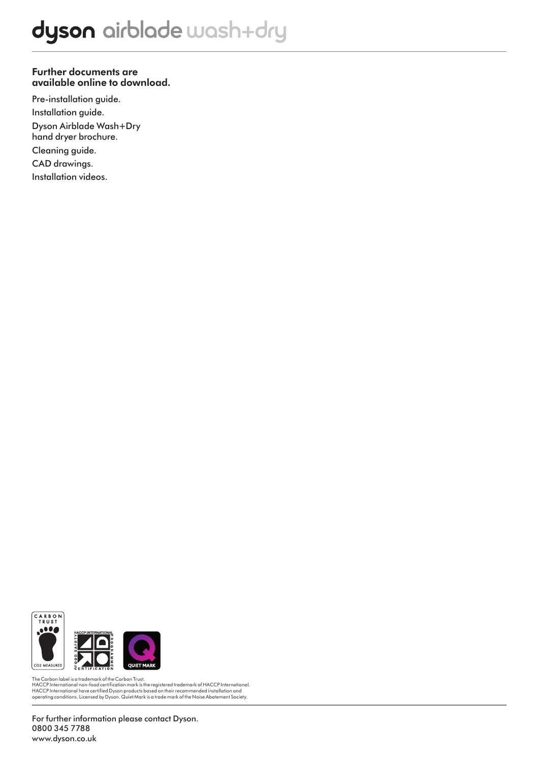# dyson airblade wash+dry

**Further documents are available online to download.**

Pre-installation guide.

Installation guide.

Dyson Airblade Wash+Dry hand dryer brochure.

Cleaning guide.

CAD drawings.

Installation videos.

The Carbon label is a trademark of the Carbon Trust.
HACCP International non-food certification mark is the registered trademark of HACCP International.
HACCP International have certified Dyson products based on their recommended installation and operating conditions. Licensed by Dyson. Quiet Mark is a trade mark of the Noise Abatement Society.

For further information please contact Dyson.
0800 345 7788
www.dyson.co.uk